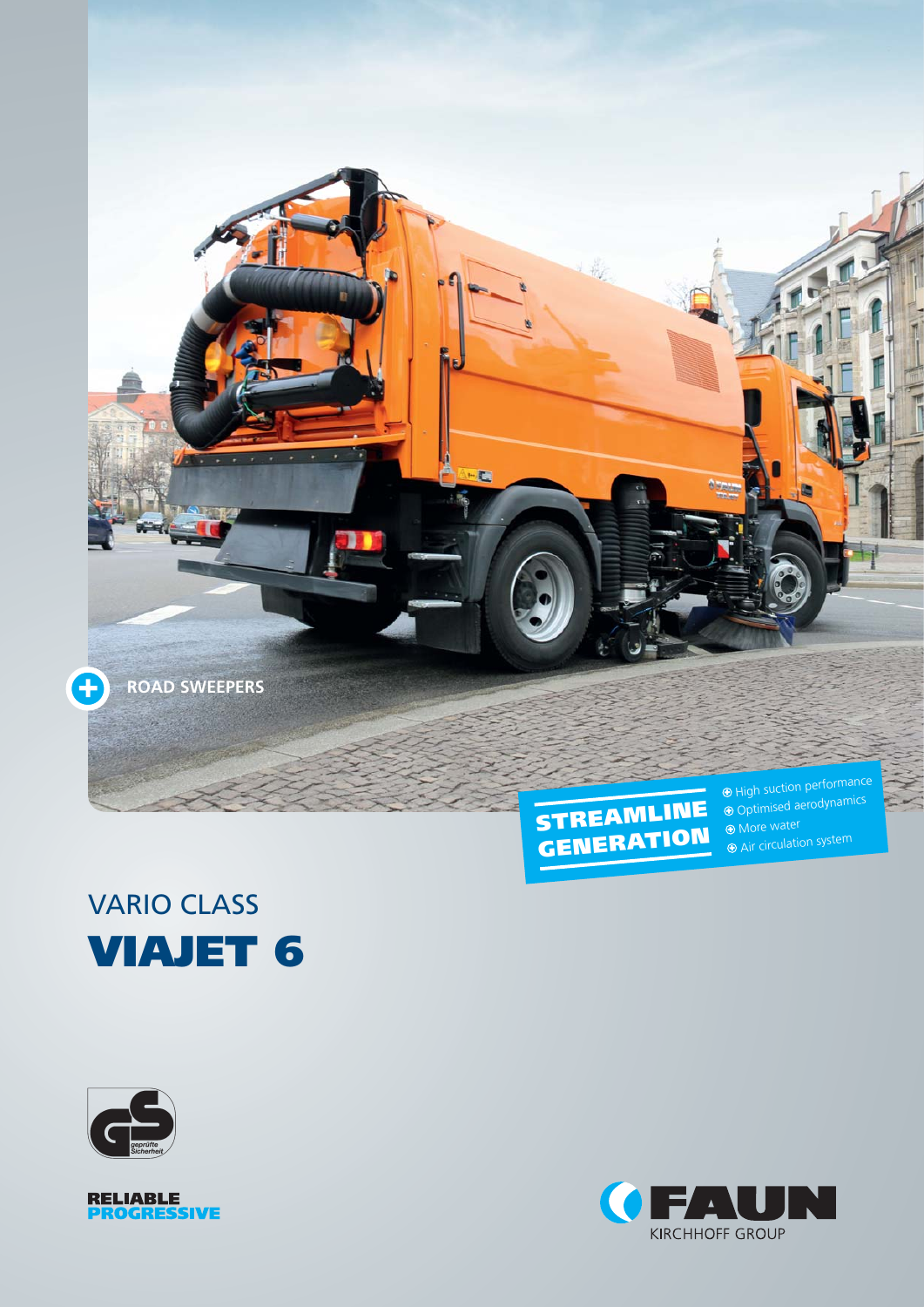ROAD SWEEPERS

**STREAMLINE GENERATION**

- High suction performance
- Optimised aerodynamics
- More water
- Air circulation system

# VARIO CLASS

# VIAJET 6

geprüfte Sicherheit

**RELIABLE**
**PROGRESSIVE**

FAUN

KIRCHHOFF GROUP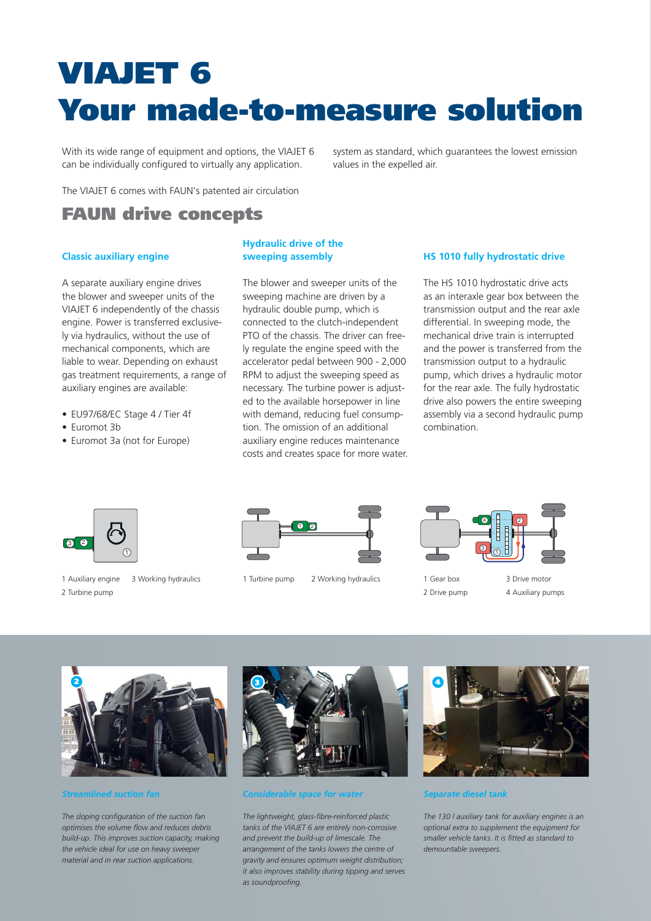# VIAJET 6
# Your made-to-measure solution

With its wide range of equipment and options, the VIAJET 6 can be individually configured to virtually any application.

The VIAJET 6 comes with FAUN's patented air circulation system as standard, which guarantees the lowest emission values in the expelled air.

## FAUN drive concepts

### Classic auxiliary engine

A separate auxiliary engine drives the blower and sweeper units of the VIAJET 6 independently of the chassis engine. Power is transferred exclusively via hydraulics, without the use of mechanical components, which are liable to wear. Depending on exhaust gas treatment requirements, a range of auxiliary engines are available:

- EU97/68/EC Stage 4 / Tier 4f
- Euromot 3b
- Euromot 3a (not for Europe)

1 Auxiliary engine  3 Working hydraulics
2 Turbine pump

### Hydraulic drive of the sweeping assembly

The blower and sweeper units of the sweeping machine are driven by a hydraulic double pump, which is connected to the clutch-independent PTO of the chassis. The driver can freely regulate the engine speed with the accelerator pedal between 900 - 2,000 RPM to adjust the sweeping speed as necessary. The turbine power is adjusted to the available horsepower in line with demand, reducing fuel consumption. The omission of an additional auxiliary engine reduces maintenance costs and creates space for more water.

1 Turbine pump  2 Working hydraulics

### HS 1010 fully hydrostatic drive

The HS 1010 hydrostatic drive acts as an interaxle gear box between the transmission output and the rear axle differential. In sweeping mode, the mechanical drive train is interrupted and the power is transferred from the transmission output to a hydraulic pump, which drives a hydraulic motor for the rear axle. The fully hydrostatic drive also powers the entire sweeping assembly via a second hydraulic pump combination.

1 Gear box  3 Drive motor
2 Drive pump  4 Auxiliary pumps

*Streamlined suction fan*

*The sloping configuration of the suction fan optimises the volume flow and reduces debris build-up. This improves suction capacity, making the vehicle ideal for use on heavy sweeper material and in rear suction applications.*

*Considerable space for water*

*The lightweight, glass-fibre-reinforced plastic tanks of the VIAJET 6 are entirely non-corrosive and prevent the build-up of limescale. The arrangement of the tanks lowers the centre of gravity and ensures optimum weight distribution; it also improves stability during tipping and serves as soundproofing.*

*Separate diesel tank*

*The 130 l auxiliary tank for auxiliary engines is an optional extra to supplement the equipment for smaller vehicle tanks. It is fitted as standard to demountable sweepers.*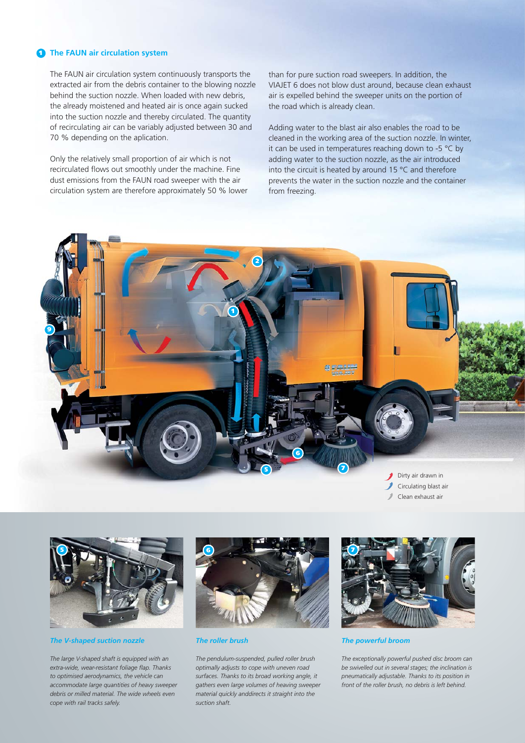## 1 The FAUN air circulation system

The FAUN air circulation system continuously transports the extracted air from the debris container to the blowing nozzle behind the suction nozzle. When loaded with new debris, the already moistened and heated air is once again sucked into the suction nozzle and thereby circulated. The quantity of recirculating air can be variably adjusted between 30 and 70 % depending on the aplication.

Only the relatively small proportion of air which is not recirculated flows out smoothly under the machine. Fine dust emissions from the FAUN road sweeper with the air circulation system are therefore approximately 50 % lower than for pure suction road sweepers. In addition, the VIAJET 6 does not blow dust around, because clean exhaust air is expelled behind the sweeper units on the portion of the road which is already clean.

Adding water to the blast air also enables the road to be cleaned in the working area of the suction nozzle. In winter, it can be used in temperatures reaching down to -5 °C by adding water to the suction nozzle, as the air introduced into the circuit is heated by around 15 °C and therefore prevents the water in the suction nozzle and the container from freezing.

Dirty air drawn in
Circulating blast air
Clean exhaust air

### *5 The V-shaped suction nozzle*

*The large V-shaped shaft is equipped with an extra-wide, wear-resistant foliage flap. Thanks to optimised aerodynamics, the vehicle can accommodate large quantities of heavy sweeper debris or milled material. The wide wheels even cope with rail tracks safely.*

### *6 The roller brush*

*The pendulum-suspended, pulled roller brush optimally adjusts to cope with uneven road surfaces. Thanks to its broad working angle, it gathers even large volumes of heaving sweeper material quickly anddirects it straight into the suction shaft.*

### *7 The powerful broom*

*The exceptionally powerful pushed disc broom can be swivelled out in several stages; the inclination is pneumatically adjustable. Thanks to its position in front of the roller brush, no debris is left behind.*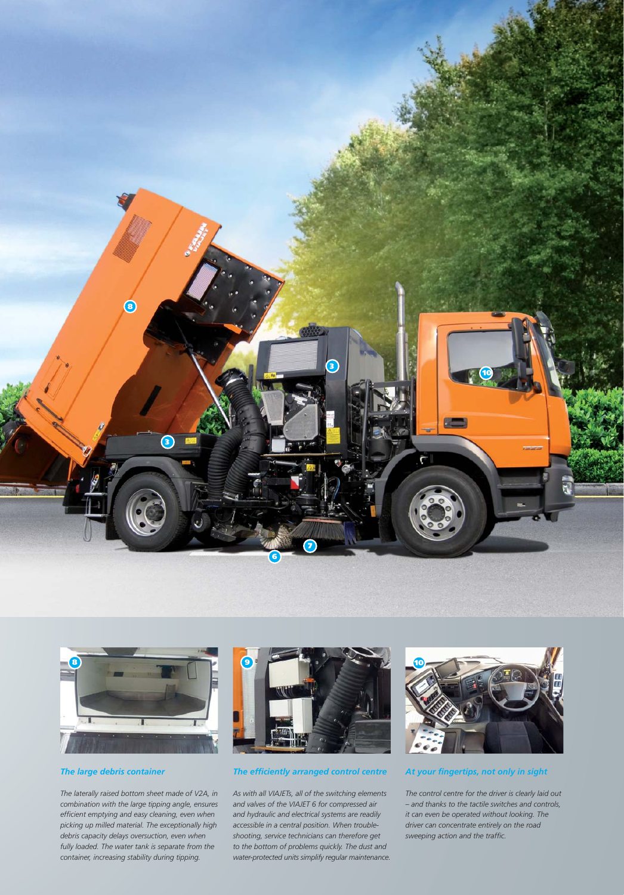### The large debris container

*The laterally raised bottom sheet made of V2A, in combination with the large tipping angle, ensures efficient emptying and easy cleaning, even when picking up milled material. The exceptionally high debris capacity delays oversuction, even when fully loaded. The water tank is separate from the container, increasing stability during tipping.*

### The efficiently arranged control centre

*As with all VIAJETs, all of the switching elements and valves of the VIAJET 6 for compressed air and hydraulic and electrical systems are readily accessible in a central position. When trouble-shooting, service technicians can therefore get to the bottom of problems quickly. The dust and water-protected units simplify regular maintenance.*

### At your fingertips, not only in sight

*The control centre for the driver is clearly laid out – and thanks to the tactile switches and controls, it can even be operated without looking. The driver can concentrate entirely on the road sweeping action and the traffic.*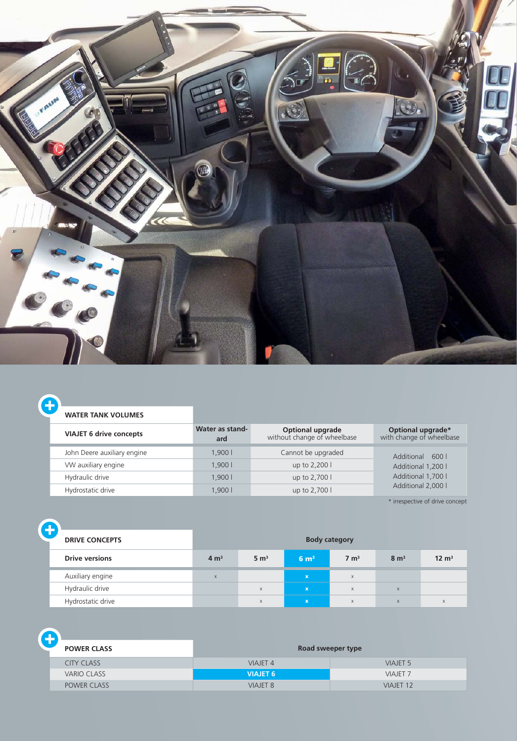## WATER TANK VOLUMES

| VIAJET 6 drive concepts | Water as standard | Optional upgrade without change of wheelbase | Optional upgrade* with change of wheelbase |
|---|---|---|---|
| John Deere auxiliary engine | 1,900 l | Cannot be upgraded | Additional 600 l |
| VW auxiliary engine | 1,900 l | up to 2,200 l | Additional 1,200 l |
| Hydraulic drive | 1,900 l | up to 2,700 l | Additional 1,700 l |
| Hydrostatic drive | 1,900 l | up to 2,700 l | Additional 2,000 l |

* irrespective of drive concept

## DRIVE CONCEPTS

| Drive versions | Body category | | | | | |
|---|---|---|---|---|---|---|
| | 4 m³ | 5 m³ | **6 m³** | 7 m³ | 8 m³ | 12 m³ |
| Auxiliary engine | x | | **x** | x | | |
| Hydraulic drive | | x | **x** | x | x | |
| Hydrostatic drive | | x | **x** | x | x | x |

## POWER CLASS

| POWER CLASS | Road sweeper type | |
|---|---|---|
| CITY CLASS | VIAJET 4 | VIAJET 5 |
| VARIO CLASS | **VIAJET 6** | VIAJET 7 |
| POWER CLASS | VIAJET 8 | VIAJET 12 |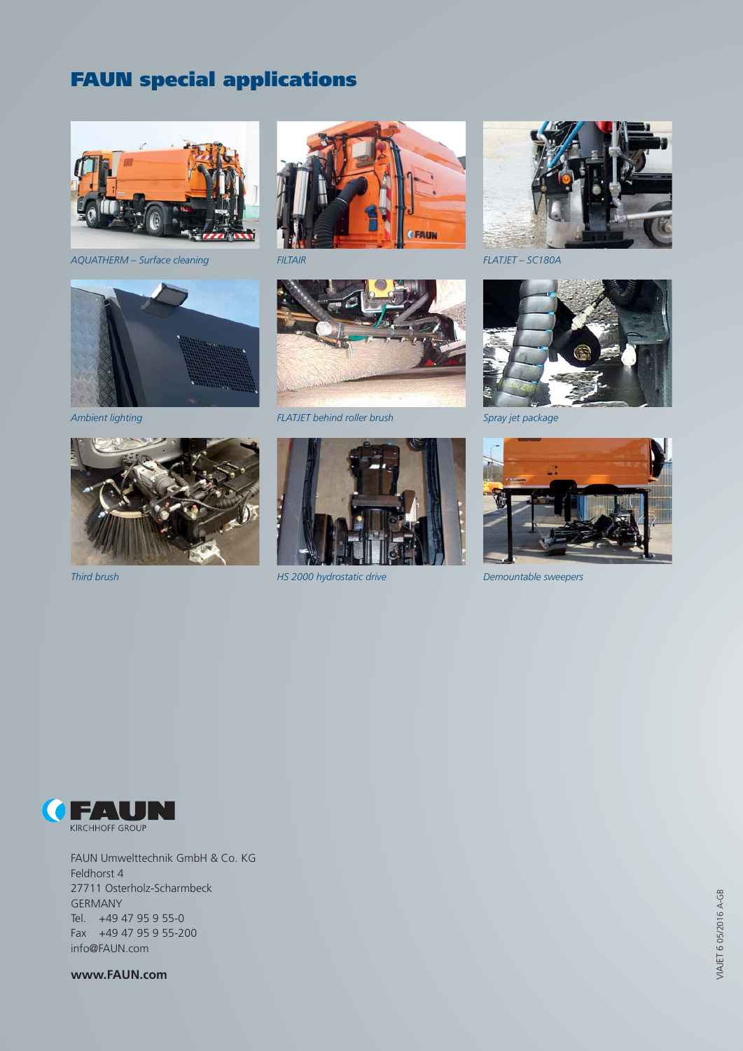# FAUN special applications

*AQUATHERM – Surface cleaning*

*FILTAIR*

*FLATJET – SC180A*

*Ambient lighting*

*FLATJET behind roller brush*

*Spray jet package*

*Third brush*

*HS 2000 hydrostatic drive*

*Demountable sweepers*

FAUN
KIRCHHOFF GROUP

FAUN Umwelttechnik GmbH & Co. KG
Feldhorst 4
27711 Osterholz-Scharmbeck
GERMANY
Tel. +49 47 95 9 55-0
Fax +49 47 95 9 55-200
info@FAUN.com

**www.FAUN.com**

VIAJET 6 05/2016 A-GB